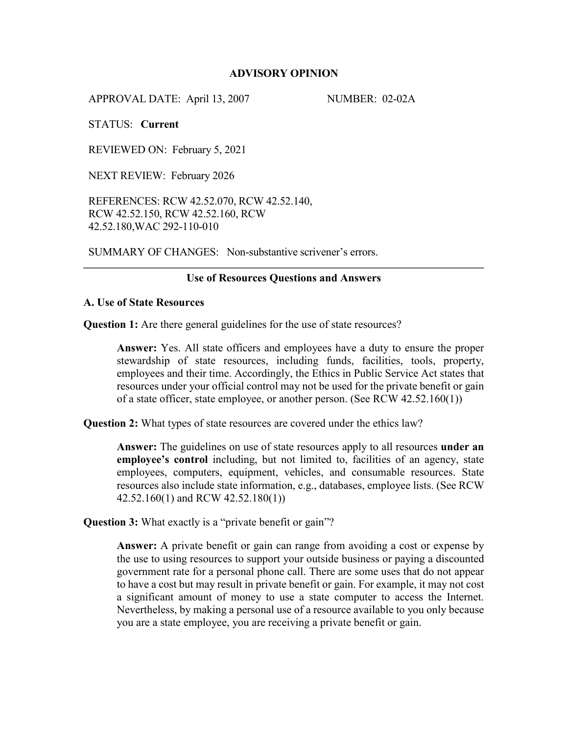# ADVISORY OPINION

APPROVAL DATE: April 13, 2007 NUMBER: 02-02A

STATUS: **Current**

REVIEWED ON: February 5, 2021

NEXT REVIEW: February 2026

REFERENCES: RCW 42.52.070, RCW 42.52.140, RCW 42.52.150, RCW 42.52.160, RCW 42.52.180,WAC 292-110-010

SUMMARY OF CHANGES: Non-substantive scrivener's errors.

---

## Use of Resources Questions and Answers

### A. Use of State Resources

**Question 1:** Are there general guidelines for the use of state resources?

> **Answer:** Yes. All state officers and employees have a duty to ensure the proper stewardship of state resources, including funds, facilities, tools, property, employees and their time. Accordingly, the Ethics in Public Service Act states that resources under your official control may not be used for the private benefit or gain of a state officer, state employee, or another person. (See RCW 42.52.160(1))

**Question 2:** What types of state resources are covered under the ethics law?

> **Answer:** The guidelines on use of state resources apply to all resources **under an employee's control** including, but not limited to, facilities of an agency, state employees, computers, equipment, vehicles, and consumable resources. State resources also include state information, e.g., databases, employee lists. (See RCW 42.52.160(1) and RCW 42.52.180(1))

**Question 3:** What exactly is a "private benefit or gain"?

> **Answer:** A private benefit or gain can range from avoiding a cost or expense by the use to using resources to support your outside business or paying a discounted government rate for a personal phone call. There are some uses that do not appear to have a cost but may result in private benefit or gain. For example, it may not cost a significant amount of money to use a state computer to access the Internet. Nevertheless, by making a personal use of a resource available to you only because you are a state employee, you are receiving a private benefit or gain.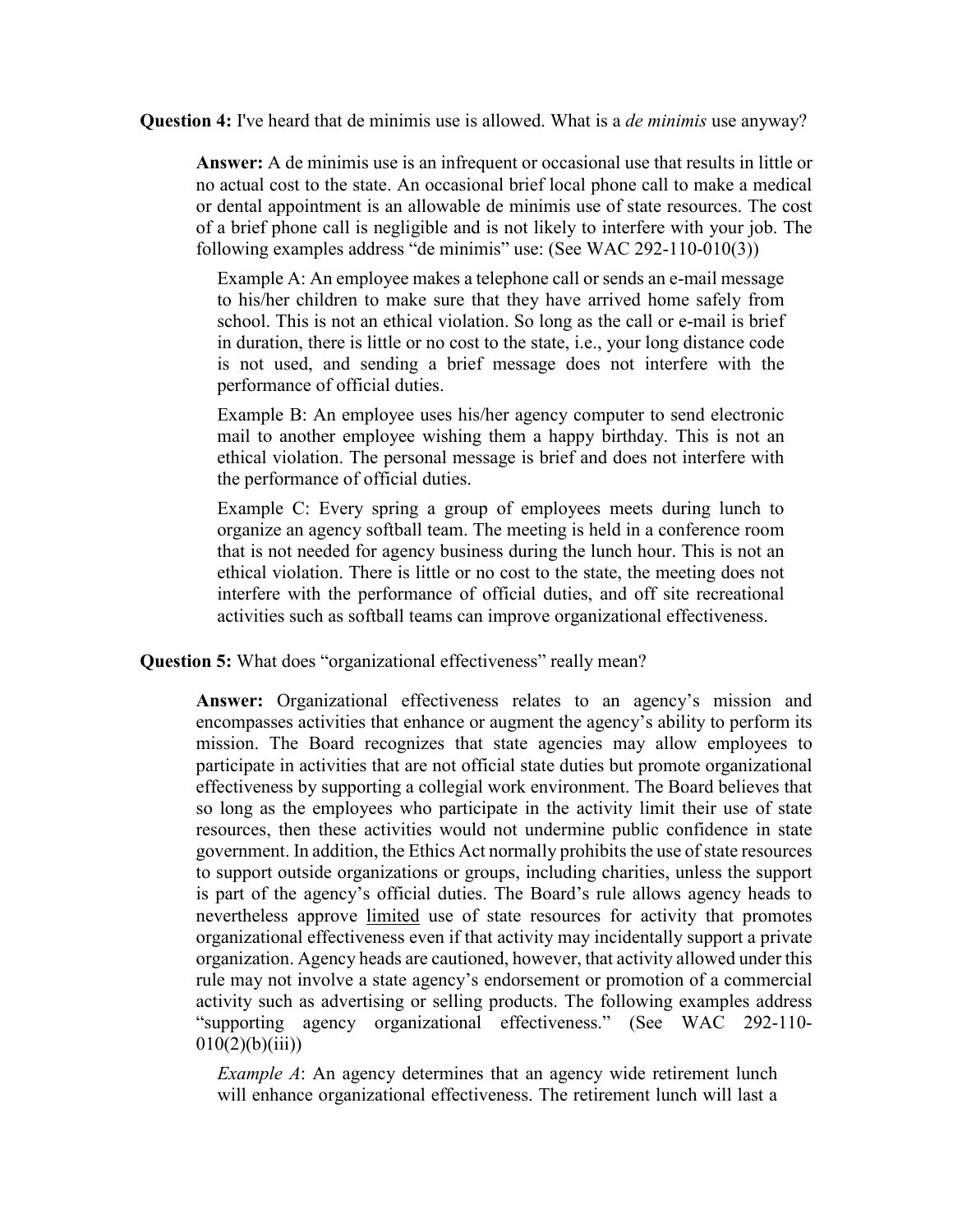**Question 4:** I've heard that de minimis use is allowed. What is a *de minimis* use anyway?

> **Answer:** A de minimis use is an infrequent or occasional use that results in little or no actual cost to the state. An occasional brief local phone call to make a medical or dental appointment is an allowable de minimis use of state resources. The cost of a brief phone call is negligible and is not likely to interfere with your job. The following examples address "de minimis" use: (See WAC 292-110-010(3))
>
> Example A: An employee makes a telephone call or sends an e-mail message to his/her children to make sure that they have arrived home safely from school. This is not an ethical violation. So long as the call or e-mail is brief in duration, there is little or no cost to the state, i.e., your long distance code is not used, and sending a brief message does not interfere with the performance of official duties.
>
> Example B: An employee uses his/her agency computer to send electronic mail to another employee wishing them a happy birthday. This is not an ethical violation. The personal message is brief and does not interfere with the performance of official duties.
>
> Example C: Every spring a group of employees meets during lunch to organize an agency softball team. The meeting is held in a conference room that is not needed for agency business during the lunch hour. This is not an ethical violation. There is little or no cost to the state, the meeting does not interfere with the performance of official duties, and off site recreational activities such as softball teams can improve organizational effectiveness.

**Question 5:** What does "organizational effectiveness" really mean?

> **Answer:** Organizational effectiveness relates to an agency's mission and encompasses activities that enhance or augment the agency's ability to perform its mission. The Board recognizes that state agencies may allow employees to participate in activities that are not official state duties but promote organizational effectiveness by supporting a collegial work environment. The Board believes that so long as the employees who participate in the activity limit their use of state resources, then these activities would not undermine public confidence in state government. In addition, the Ethics Act normally prohibits the use of state resources to support outside organizations or groups, including charities, unless the support is part of the agency's official duties. The Board's rule allows agency heads to nevertheless approve <u>limited</u> use of state resources for activity that promotes organizational effectiveness even if that activity may incidentally support a private organization. Agency heads are cautioned, however, that activity allowed under this rule may not involve a state agency's endorsement or promotion of a commercial activity such as advertising or selling products. The following examples address "supporting agency organizational effectiveness." (See WAC 292-110-010(2)(b)(iii))
>
> *Example A*: An agency determines that an agency wide retirement lunch will enhance organizational effectiveness. The retirement lunch will last a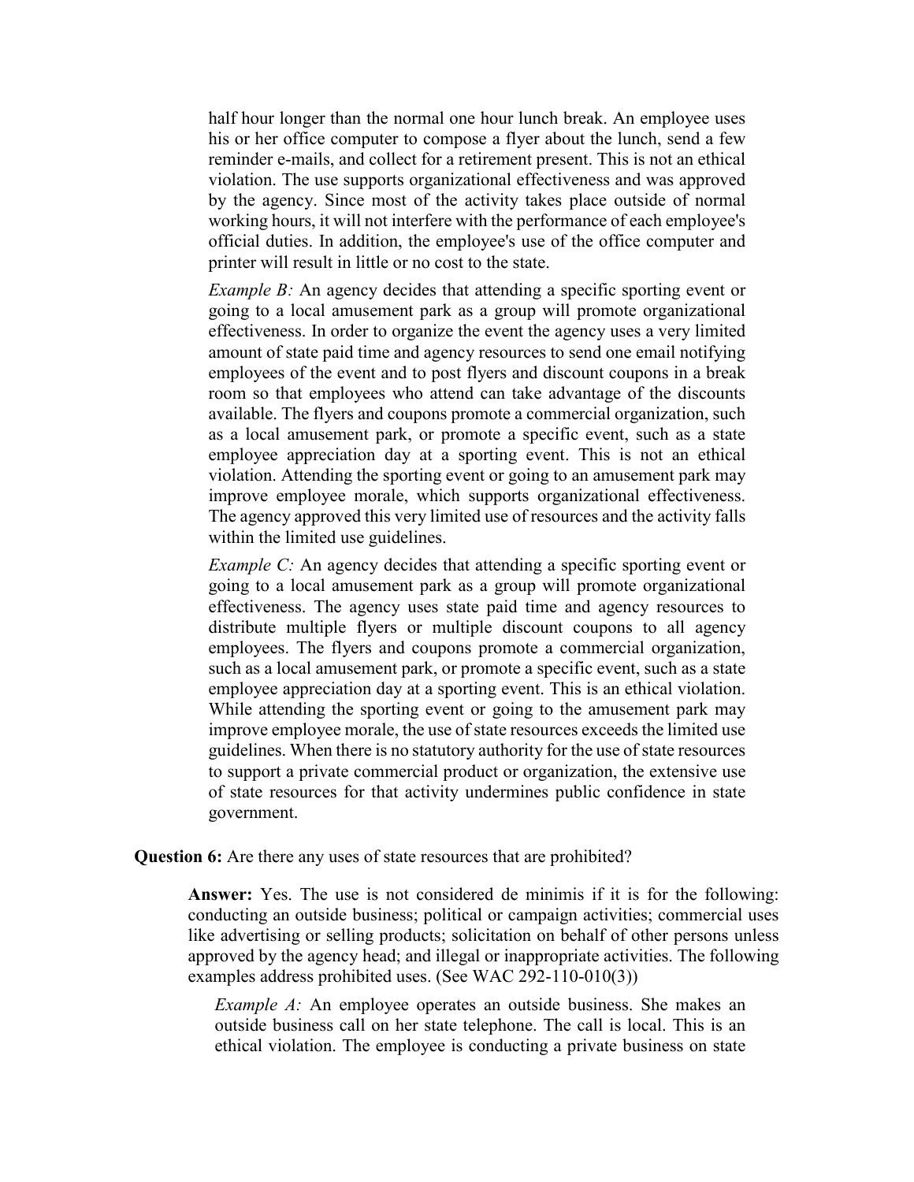half hour longer than the normal one hour lunch break. An employee uses his or her office computer to compose a flyer about the lunch, send a few reminder e-mails, and collect for a retirement present. This is not an ethical violation. The use supports organizational effectiveness and was approved by the agency. Since most of the activity takes place outside of normal working hours, it will not interfere with the performance of each employee's official duties. In addition, the employee's use of the office computer and printer will result in little or no cost to the state.

*Example B:* An agency decides that attending a specific sporting event or going to a local amusement park as a group will promote organizational effectiveness. In order to organize the event the agency uses a very limited amount of state paid time and agency resources to send one email notifying employees of the event and to post flyers and discount coupons in a break room so that employees who attend can take advantage of the discounts available. The flyers and coupons promote a commercial organization, such as a local amusement park, or promote a specific event, such as a state employee appreciation day at a sporting event. This is not an ethical violation. Attending the sporting event or going to an amusement park may improve employee morale, which supports organizational effectiveness. The agency approved this very limited use of resources and the activity falls within the limited use guidelines.

*Example C:* An agency decides that attending a specific sporting event or going to a local amusement park as a group will promote organizational effectiveness. The agency uses state paid time and agency resources to distribute multiple flyers or multiple discount coupons to all agency employees. The flyers and coupons promote a commercial organization, such as a local amusement park, or promote a specific event, such as a state employee appreciation day at a sporting event. This is an ethical violation. While attending the sporting event or going to the amusement park may improve employee morale, the use of state resources exceeds the limited use guidelines. When there is no statutory authority for the use of state resources to support a private commercial product or organization, the extensive use of state resources for that activity undermines public confidence in state government.

**Question 6:** Are there any uses of state resources that are prohibited?

**Answer:** Yes. The use is not considered de minimis if it is for the following: conducting an outside business; political or campaign activities; commercial uses like advertising or selling products; solicitation on behalf of other persons unless approved by the agency head; and illegal or inappropriate activities. The following examples address prohibited uses. (See WAC 292-110-010(3))

*Example A:* An employee operates an outside business. She makes an outside business call on her state telephone. The call is local. This is an ethical violation. The employee is conducting a private business on state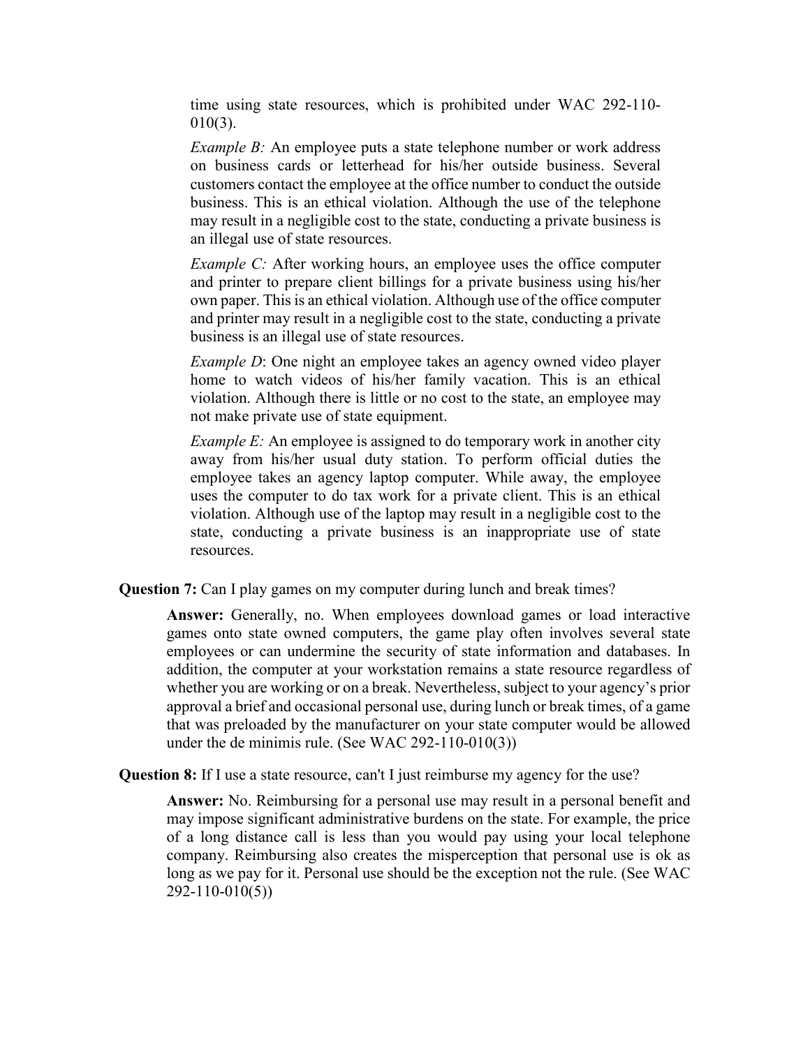time using state resources, which is prohibited under WAC 292-110-010(3).

*Example B:* An employee puts a state telephone number or work address on business cards or letterhead for his/her outside business. Several customers contact the employee at the office number to conduct the outside business. This is an ethical violation. Although the use of the telephone may result in a negligible cost to the state, conducting a private business is an illegal use of state resources.

*Example C:* After working hours, an employee uses the office computer and printer to prepare client billings for a private business using his/her own paper. This is an ethical violation. Although use of the office computer and printer may result in a negligible cost to the state, conducting a private business is an illegal use of state resources.

*Example D*: One night an employee takes an agency owned video player home to watch videos of his/her family vacation. This is an ethical violation. Although there is little or no cost to the state, an employee may not make private use of state equipment.

*Example E:* An employee is assigned to do temporary work in another city away from his/her usual duty station. To perform official duties the employee takes an agency laptop computer. While away, the employee uses the computer to do tax work for a private client. This is an ethical violation. Although use of the laptop may result in a negligible cost to the state, conducting a private business is an inappropriate use of state resources.

**Question 7:** Can I play games on my computer during lunch and break times?

**Answer:** Generally, no. When employees download games or load interactive games onto state owned computers, the game play often involves several state employees or can undermine the security of state information and databases. In addition, the computer at your workstation remains a state resource regardless of whether you are working or on a break. Nevertheless, subject to your agency's prior approval a brief and occasional personal use, during lunch or break times, of a game that was preloaded by the manufacturer on your state computer would be allowed under the de minimis rule. (See WAC 292-110-010(3))

**Question 8:** If I use a state resource, can't I just reimburse my agency for the use?

**Answer:** No. Reimbursing for a personal use may result in a personal benefit and may impose significant administrative burdens on the state. For example, the price of a long distance call is less than you would pay using your local telephone company. Reimbursing also creates the misperception that personal use is ok as long as we pay for it. Personal use should be the exception not the rule. (See WAC 292-110-010(5))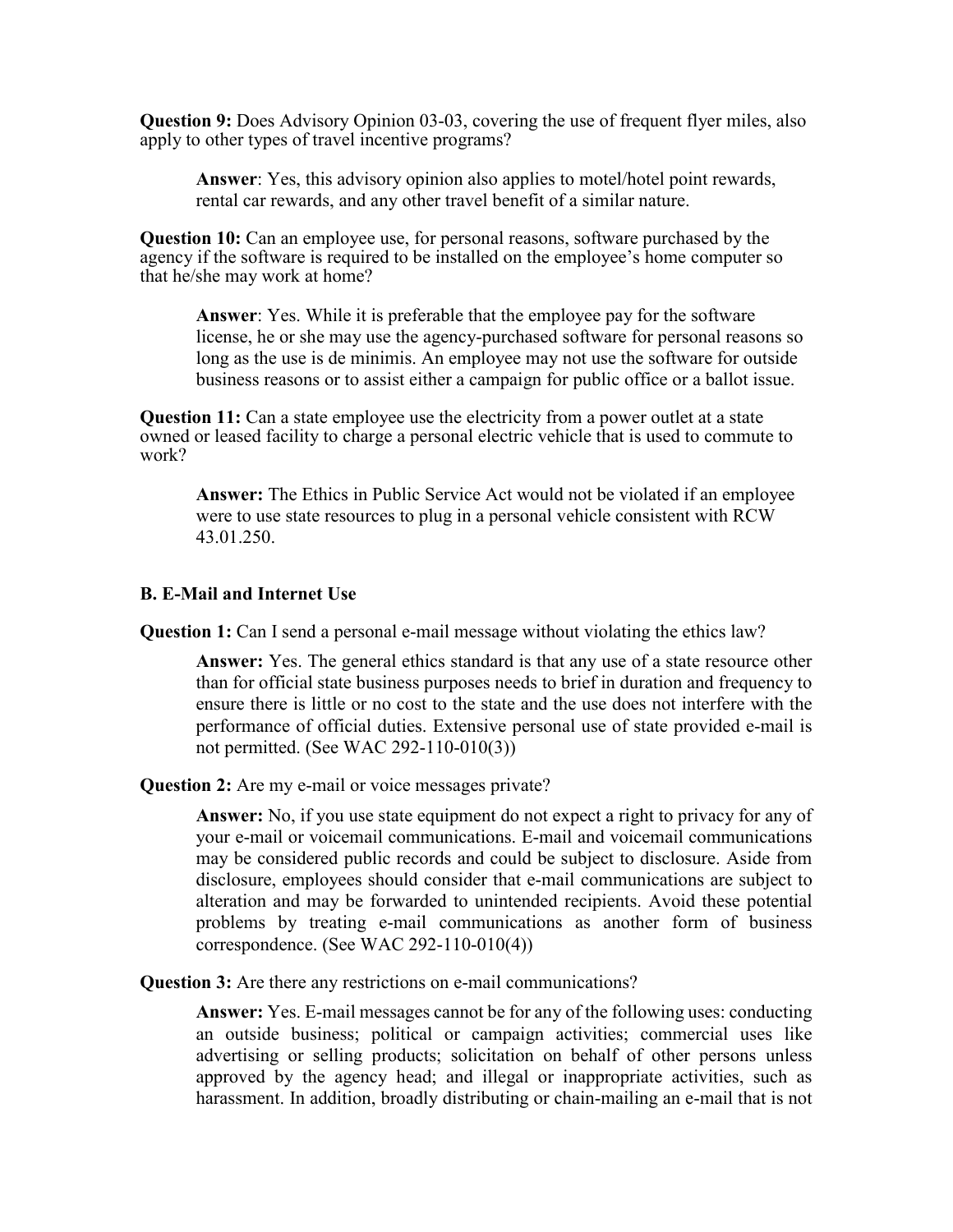**Question 9:** Does Advisory Opinion 03-03, covering the use of frequent flyer miles, also apply to other types of travel incentive programs?

> **Answer**: Yes, this advisory opinion also applies to motel/hotel point rewards, rental car rewards, and any other travel benefit of a similar nature.

**Question 10:** Can an employee use, for personal reasons, software purchased by the agency if the software is required to be installed on the employee's home computer so that he/she may work at home?

> **Answer**: Yes. While it is preferable that the employee pay for the software license, he or she may use the agency-purchased software for personal reasons so long as the use is de minimis. An employee may not use the software for outside business reasons or to assist either a campaign for public office or a ballot issue.

**Question 11:** Can a state employee use the electricity from a power outlet at a state owned or leased facility to charge a personal electric vehicle that is used to commute to work?

> **Answer:** The Ethics in Public Service Act would not be violated if an employee were to use state resources to plug in a personal vehicle consistent with RCW 43.01.250.

### B. E-Mail and Internet Use

**Question 1:** Can I send a personal e-mail message without violating the ethics law?

> **Answer:** Yes. The general ethics standard is that any use of a state resource other than for official state business purposes needs to brief in duration and frequency to ensure there is little or no cost to the state and the use does not interfere with the performance of official duties. Extensive personal use of state provided e-mail is not permitted. (See WAC 292-110-010(3))

**Question 2:** Are my e-mail or voice messages private?

> **Answer:** No, if you use state equipment do not expect a right to privacy for any of your e-mail or voicemail communications. E-mail and voicemail communications may be considered public records and could be subject to disclosure. Aside from disclosure, employees should consider that e-mail communications are subject to alteration and may be forwarded to unintended recipients. Avoid these potential problems by treating e-mail communications as another form of business correspondence. (See WAC 292-110-010(4))

**Question 3:** Are there any restrictions on e-mail communications?

> **Answer:** Yes. E-mail messages cannot be for any of the following uses: conducting an outside business; political or campaign activities; commercial uses like advertising or selling products; solicitation on behalf of other persons unless approved by the agency head; and illegal or inappropriate activities, such as harassment. In addition, broadly distributing or chain-mailing an e-mail that is not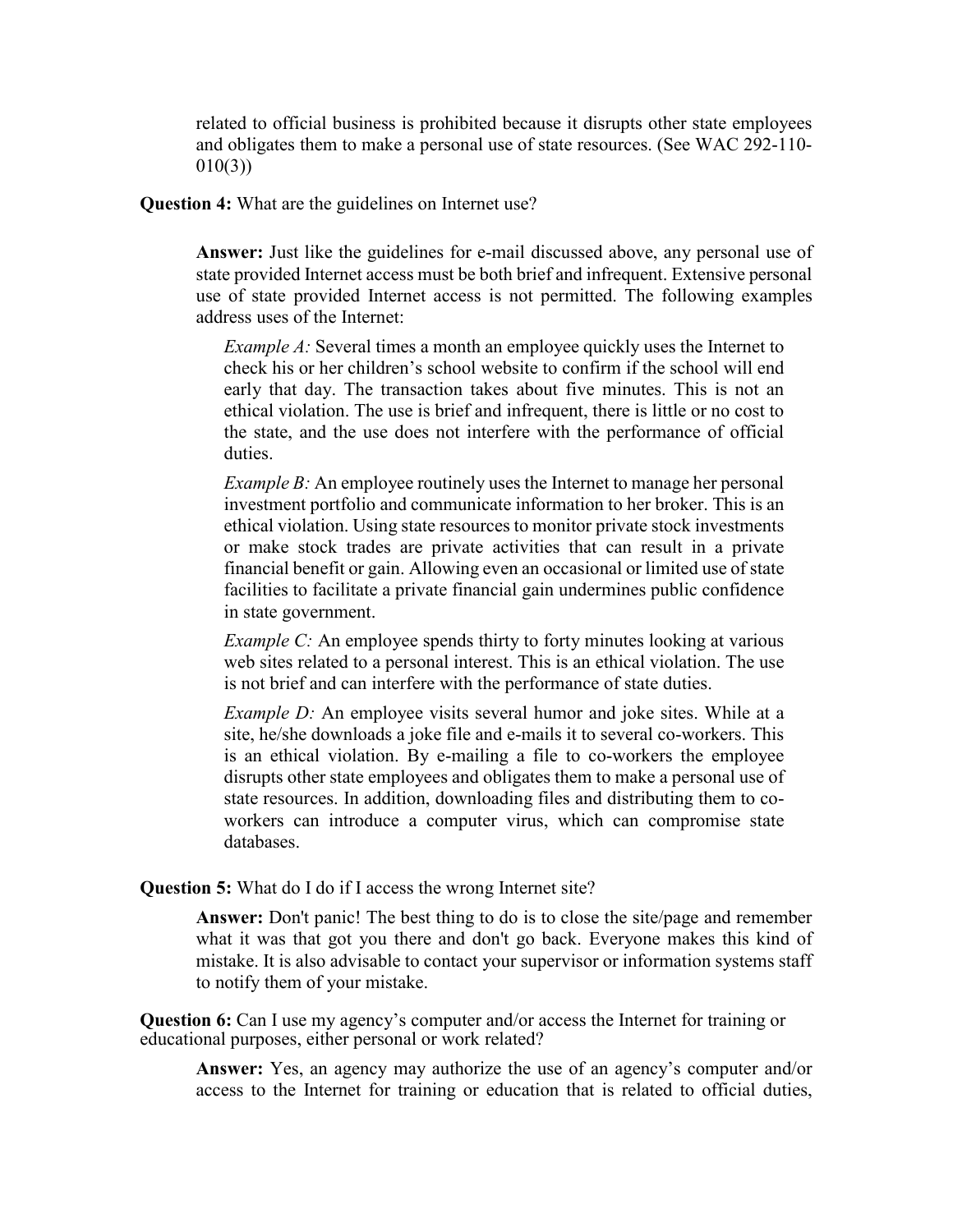related to official business is prohibited because it disrupts other state employees and obligates them to make a personal use of state resources. (See WAC 292-110-010(3))

**Question 4:** What are the guidelines on Internet use?

> **Answer:** Just like the guidelines for e-mail discussed above, any personal use of state provided Internet access must be both brief and infrequent. Extensive personal use of state provided Internet access is not permitted. The following examples address uses of the Internet:
>
> *Example A:* Several times a month an employee quickly uses the Internet to check his or her children's school website to confirm if the school will end early that day. The transaction takes about five minutes. This is not an ethical violation. The use is brief and infrequent, there is little or no cost to the state, and the use does not interfere with the performance of official duties.
>
> *Example B:* An employee routinely uses the Internet to manage her personal investment portfolio and communicate information to her broker. This is an ethical violation. Using state resources to monitor private stock investments or make stock trades are private activities that can result in a private financial benefit or gain. Allowing even an occasional or limited use of state facilities to facilitate a private financial gain undermines public confidence in state government.
>
> *Example C:* An employee spends thirty to forty minutes looking at various web sites related to a personal interest. This is an ethical violation. The use is not brief and can interfere with the performance of state duties.
>
> *Example D:* An employee visits several humor and joke sites. While at a site, he/she downloads a joke file and e-mails it to several co-workers. This is an ethical violation. By e-mailing a file to co-workers the employee disrupts other state employees and obligates them to make a personal use of state resources. In addition, downloading files and distributing them to co-workers can introduce a computer virus, which can compromise state databases.

**Question 5:** What do I do if I access the wrong Internet site?

> **Answer:** Don't panic! The best thing to do is to close the site/page and remember what it was that got you there and don't go back. Everyone makes this kind of mistake. It is also advisable to contact your supervisor or information systems staff to notify them of your mistake.

**Question 6:** Can I use my agency's computer and/or access the Internet for training or educational purposes, either personal or work related?

> **Answer:** Yes, an agency may authorize the use of an agency's computer and/or access to the Internet for training or education that is related to official duties,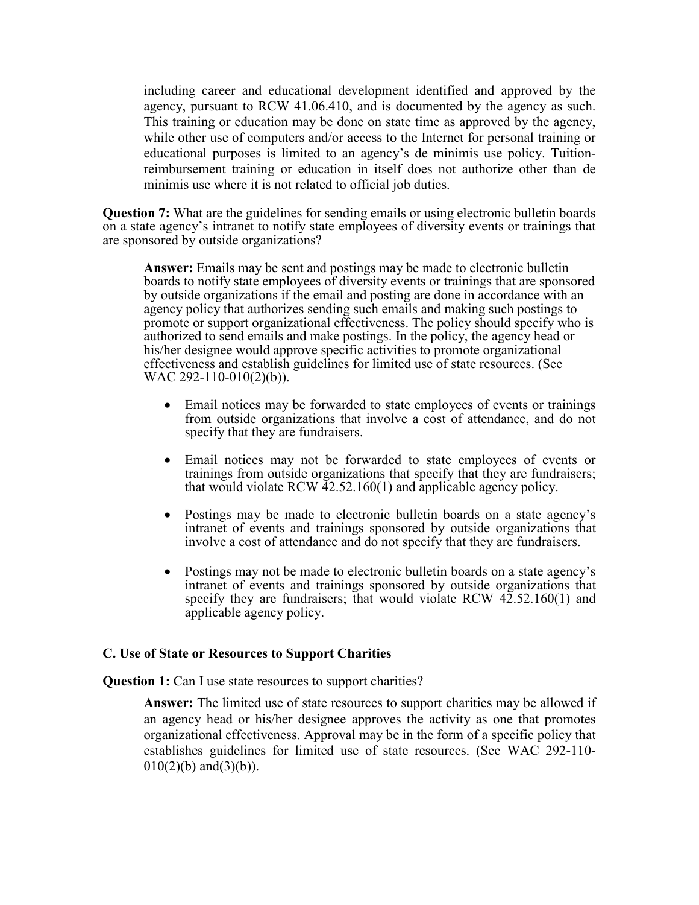including career and educational development identified and approved by the agency, pursuant to RCW 41.06.410, and is documented by the agency as such. This training or education may be done on state time as approved by the agency, while other use of computers and/or access to the Internet for personal training or educational purposes is limited to an agency's de minimis use policy. Tuition-reimbursement training or education in itself does not authorize other than de minimis use where it is not related to official job duties.

**Question 7:** What are the guidelines for sending emails or using electronic bulletin boards on a state agency's intranet to notify state employees of diversity events or trainings that are sponsored by outside organizations?

**Answer:** Emails may be sent and postings may be made to electronic bulletin boards to notify state employees of diversity events or trainings that are sponsored by outside organizations if the email and posting are done in accordance with an agency policy that authorizes sending such emails and making such postings to promote or support organizational effectiveness. The policy should specify who is authorized to send emails and make postings. In the policy, the agency head or his/her designee would approve specific activities to promote organizational effectiveness and establish guidelines for limited use of state resources. (See WAC 292-110-010(2)(b)).

- Email notices may be forwarded to state employees of events or trainings from outside organizations that involve a cost of attendance, and do not specify that they are fundraisers.
- Email notices may not be forwarded to state employees of events or trainings from outside organizations that specify that they are fundraisers; that would violate RCW 42.52.160(1) and applicable agency policy.
- Postings may be made to electronic bulletin boards on a state agency's intranet of events and trainings sponsored by outside organizations that involve a cost of attendance and do not specify that they are fundraisers.
- Postings may not be made to electronic bulletin boards on a state agency's intranet of events and trainings sponsored by outside organizations that specify they are fundraisers; that would violate RCW 42.52.160(1) and applicable agency policy.

### C. Use of State or Resources to Support Charities

**Question 1:** Can I use state resources to support charities?

**Answer:** The limited use of state resources to support charities may be allowed if an agency head or his/her designee approves the activity as one that promotes organizational effectiveness. Approval may be in the form of a specific policy that establishes guidelines for limited use of state resources. (See WAC 292-110-010(2)(b) and(3)(b)).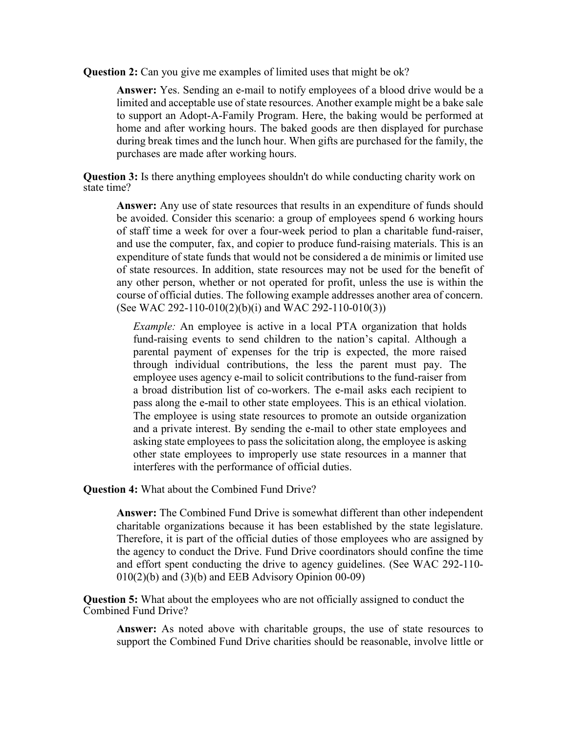**Question 2:** Can you give me examples of limited uses that might be ok?

> **Answer:** Yes. Sending an e-mail to notify employees of a blood drive would be a limited and acceptable use of state resources. Another example might be a bake sale to support an Adopt-A-Family Program. Here, the baking would be performed at home and after working hours. The baked goods are then displayed for purchase during break times and the lunch hour. When gifts are purchased for the family, the purchases are made after working hours.

**Question 3:** Is there anything employees shouldn't do while conducting charity work on state time?

> **Answer:** Any use of state resources that results in an expenditure of funds should be avoided. Consider this scenario: a group of employees spend 6 working hours of staff time a week for over a four-week period to plan a charitable fund-raiser, and use the computer, fax, and copier to produce fund-raising materials. This is an expenditure of state funds that would not be considered a de minimis or limited use of state resources. In addition, state resources may not be used for the benefit of any other person, whether or not operated for profit, unless the use is within the course of official duties. The following example addresses another area of concern. (See WAC 292-110-010(2)(b)(i) and WAC 292-110-010(3))
>
> > *Example:* An employee is active in a local PTA organization that holds fund-raising events to send children to the nation's capital. Although a parental payment of expenses for the trip is expected, the more raised through individual contributions, the less the parent must pay. The employee uses agency e-mail to solicit contributions to the fund-raiser from a broad distribution list of co-workers. The e-mail asks each recipient to pass along the e-mail to other state employees. This is an ethical violation. The employee is using state resources to promote an outside organization and a private interest. By sending the e-mail to other state employees and asking state employees to pass the solicitation along, the employee is asking other state employees to improperly use state resources in a manner that interferes with the performance of official duties.

**Question 4:** What about the Combined Fund Drive?

> **Answer:** The Combined Fund Drive is somewhat different than other independent charitable organizations because it has been established by the state legislature. Therefore, it is part of the official duties of those employees who are assigned by the agency to conduct the Drive. Fund Drive coordinators should confine the time and effort spent conducting the drive to agency guidelines. (See WAC 292-110-010(2)(b) and (3)(b) and EEB Advisory Opinion 00-09)

**Question 5:** What about the employees who are not officially assigned to conduct the Combined Fund Drive?

> **Answer:** As noted above with charitable groups, the use of state resources to support the Combined Fund Drive charities should be reasonable, involve little or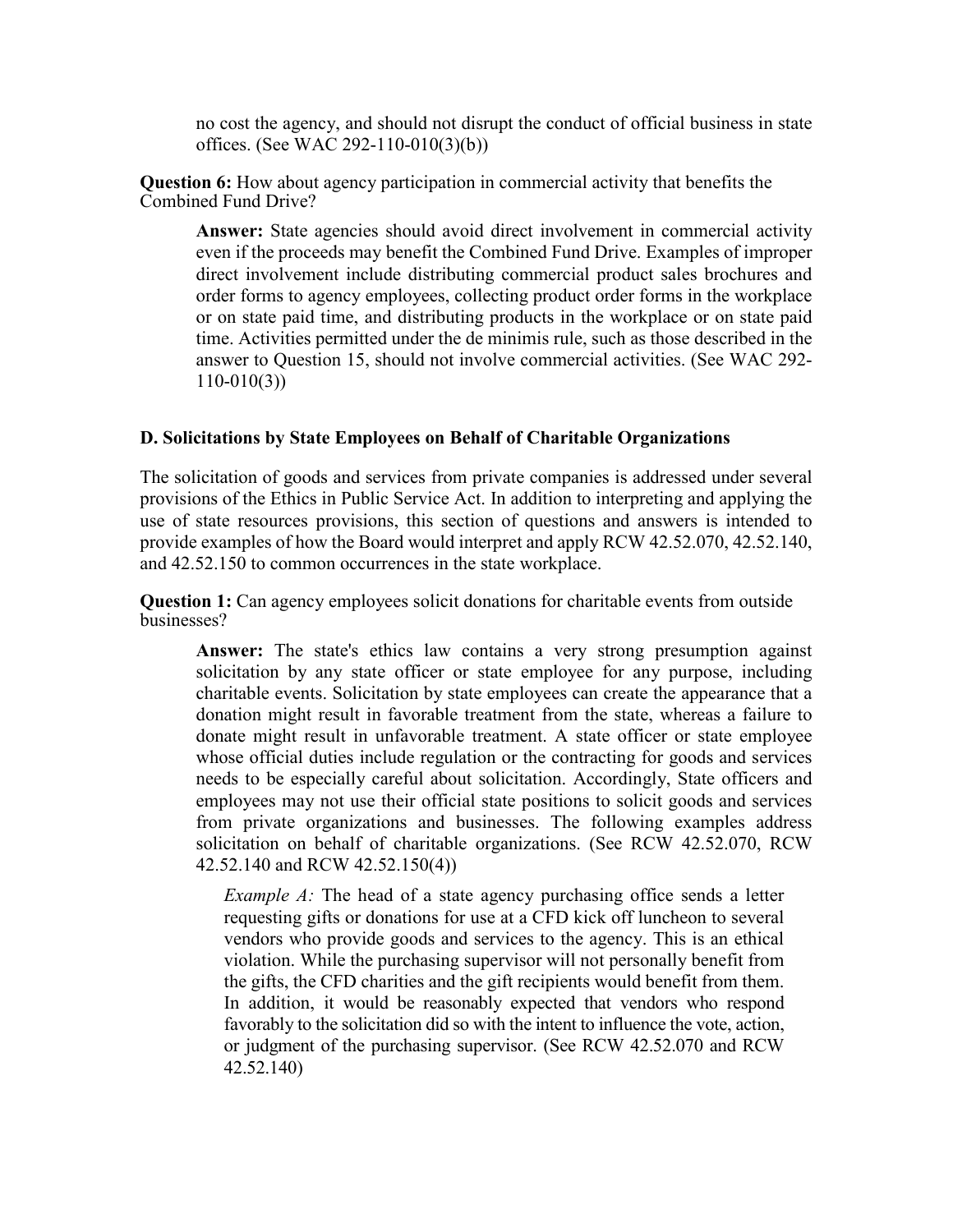no cost the agency, and should not disrupt the conduct of official business in state offices. (See WAC 292-110-010(3)(b))

**Question 6:** How about agency participation in commercial activity that benefits the Combined Fund Drive?

> **Answer:** State agencies should avoid direct involvement in commercial activity even if the proceeds may benefit the Combined Fund Drive. Examples of improper direct involvement include distributing commercial product sales brochures and order forms to agency employees, collecting product order forms in the workplace or on state paid time, and distributing products in the workplace or on state paid time. Activities permitted under the de minimis rule, such as those described in the answer to Question 15, should not involve commercial activities. (See WAC 292-110-010(3))

### D. Solicitations by State Employees on Behalf of Charitable Organizations

The solicitation of goods and services from private companies is addressed under several provisions of the Ethics in Public Service Act. In addition to interpreting and applying the use of state resources provisions, this section of questions and answers is intended to provide examples of how the Board would interpret and apply RCW 42.52.070, 42.52.140, and 42.52.150 to common occurrences in the state workplace.

**Question 1:** Can agency employees solicit donations for charitable events from outside businesses?

> **Answer:** The state's ethics law contains a very strong presumption against solicitation by any state officer or state employee for any purpose, including charitable events. Solicitation by state employees can create the appearance that a donation might result in favorable treatment from the state, whereas a failure to donate might result in unfavorable treatment. A state officer or state employee whose official duties include regulation or the contracting for goods and services needs to be especially careful about solicitation. Accordingly, State officers and employees may not use their official state positions to solicit goods and services from private organizations and businesses. The following examples address solicitation on behalf of charitable organizations. (See RCW 42.52.070, RCW 42.52.140 and RCW 42.52.150(4))
>
> *Example A:* The head of a state agency purchasing office sends a letter requesting gifts or donations for use at a CFD kick off luncheon to several vendors who provide goods and services to the agency. This is an ethical violation. While the purchasing supervisor will not personally benefit from the gifts, the CFD charities and the gift recipients would benefit from them. In addition, it would be reasonably expected that vendors who respond favorably to the solicitation did so with the intent to influence the vote, action, or judgment of the purchasing supervisor. (See RCW 42.52.070 and RCW 42.52.140)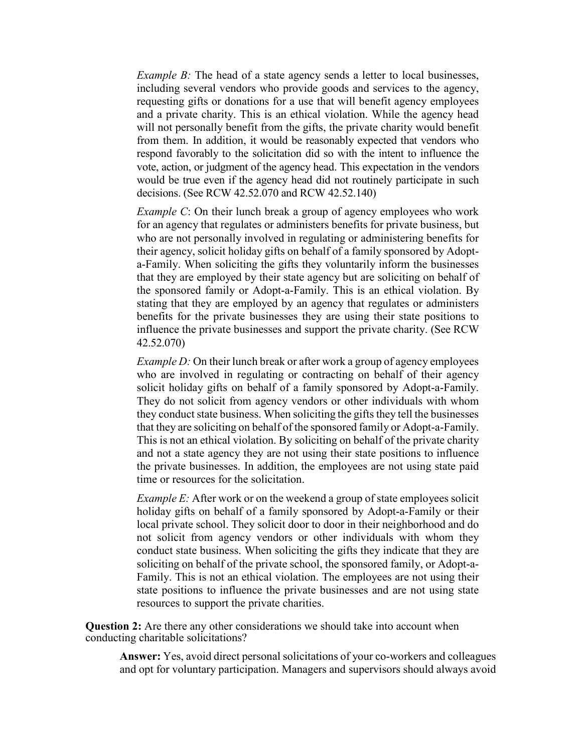*Example B:* The head of a state agency sends a letter to local businesses, including several vendors who provide goods and services to the agency, requesting gifts or donations for a use that will benefit agency employees and a private charity. This is an ethical violation. While the agency head will not personally benefit from the gifts, the private charity would benefit from them. In addition, it would be reasonably expected that vendors who respond favorably to the solicitation did so with the intent to influence the vote, action, or judgment of the agency head. This expectation in the vendors would be true even if the agency head did not routinely participate in such decisions. (See RCW 42.52.070 and RCW 42.52.140)

*Example C*: On their lunch break a group of agency employees who work for an agency that regulates or administers benefits for private business, but who are not personally involved in regulating or administering benefits for their agency, solicit holiday gifts on behalf of a family sponsored by Adopt-a-Family. When soliciting the gifts they voluntarily inform the businesses that they are employed by their state agency but are soliciting on behalf of the sponsored family or Adopt-a-Family. This is an ethical violation. By stating that they are employed by an agency that regulates or administers benefits for the private businesses they are using their state positions to influence the private businesses and support the private charity. (See RCW 42.52.070)

*Example D:* On their lunch break or after work a group of agency employees who are involved in regulating or contracting on behalf of their agency solicit holiday gifts on behalf of a family sponsored by Adopt-a-Family. They do not solicit from agency vendors or other individuals with whom they conduct state business. When soliciting the gifts they tell the businesses that they are soliciting on behalf of the sponsored family or Adopt-a-Family. This is not an ethical violation. By soliciting on behalf of the private charity and not a state agency they are not using their state positions to influence the private businesses. In addition, the employees are not using state paid time or resources for the solicitation.

*Example E:* After work or on the weekend a group of state employees solicit holiday gifts on behalf of a family sponsored by Adopt-a-Family or their local private school. They solicit door to door in their neighborhood and do not solicit from agency vendors or other individuals with whom they conduct state business. When soliciting the gifts they indicate that they are soliciting on behalf of the private school, the sponsored family, or Adopt-a-Family. This is not an ethical violation. The employees are not using their state positions to influence the private businesses and are not using state resources to support the private charities.

**Question 2:** Are there any other considerations we should take into account when conducting charitable solicitations?

**Answer:** Yes, avoid direct personal solicitations of your co-workers and colleagues and opt for voluntary participation. Managers and supervisors should always avoid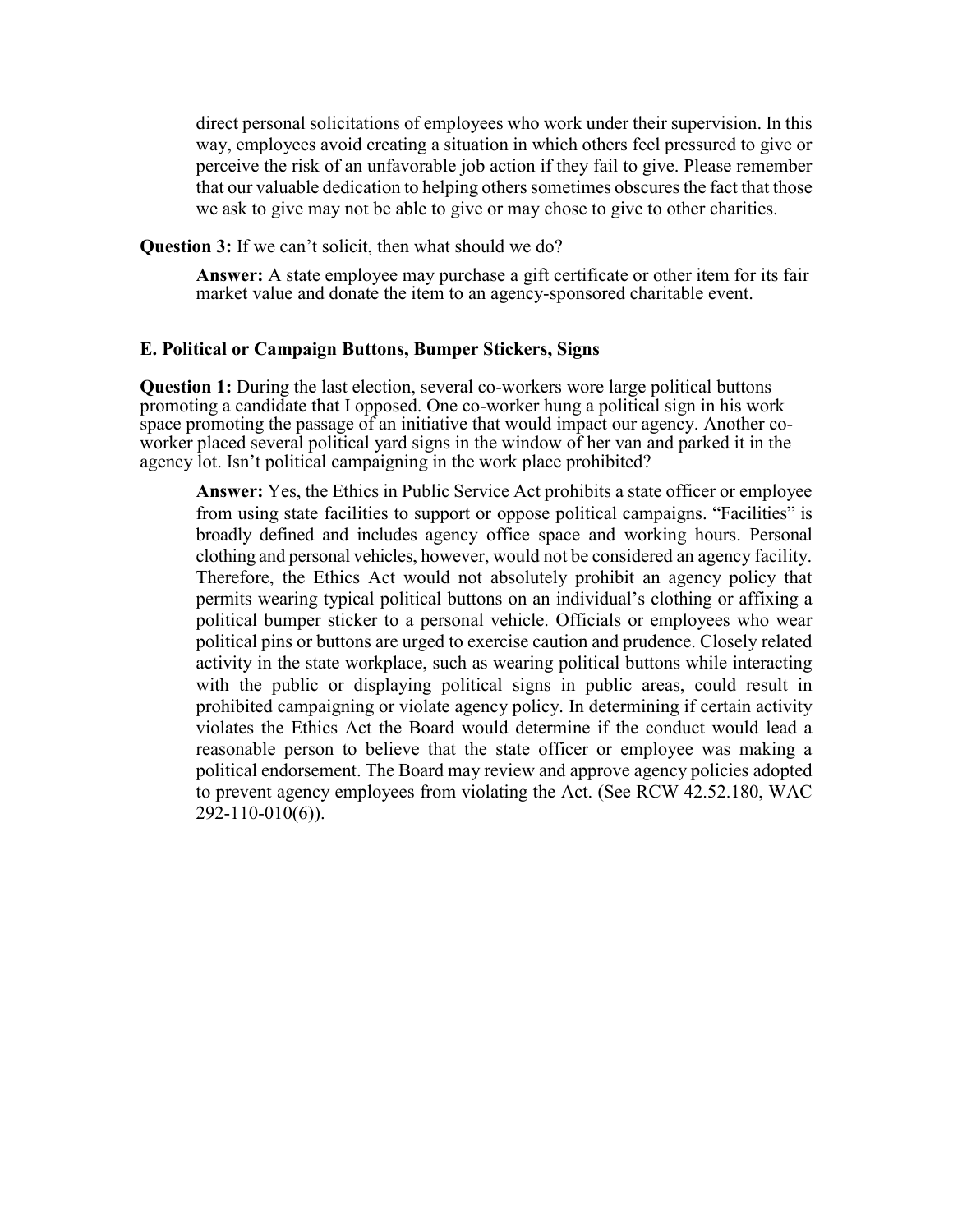direct personal solicitations of employees who work under their supervision. In this way, employees avoid creating a situation in which others feel pressured to give or perceive the risk of an unfavorable job action if they fail to give. Please remember that our valuable dedication to helping others sometimes obscures the fact that those we ask to give may not be able to give or may chose to give to other charities.

**Question 3:** If we can't solicit, then what should we do?

> **Answer:** A state employee may purchase a gift certificate or other item for its fair market value and donate the item to an agency-sponsored charitable event.

### E. Political or Campaign Buttons, Bumper Stickers, Signs

**Question 1:** During the last election, several co-workers wore large political buttons promoting a candidate that I opposed. One co-worker hung a political sign in his work space promoting the passage of an initiative that would impact our agency. Another co-worker placed several political yard signs in the window of her van and parked it in the agency lot. Isn't political campaigning in the work place prohibited?

> **Answer:** Yes, the Ethics in Public Service Act prohibits a state officer or employee from using state facilities to support or oppose political campaigns. "Facilities" is broadly defined and includes agency office space and working hours. Personal clothing and personal vehicles, however, would not be considered an agency facility. Therefore, the Ethics Act would not absolutely prohibit an agency policy that permits wearing typical political buttons on an individual's clothing or affixing a political bumper sticker to a personal vehicle. Officials or employees who wear political pins or buttons are urged to exercise caution and prudence. Closely related activity in the state workplace, such as wearing political buttons while interacting with the public or displaying political signs in public areas, could result in prohibited campaigning or violate agency policy. In determining if certain activity violates the Ethics Act the Board would determine if the conduct would lead a reasonable person to believe that the state officer or employee was making a political endorsement. The Board may review and approve agency policies adopted to prevent agency employees from violating the Act. (See RCW 42.52.180, WAC 292-110-010(6)).